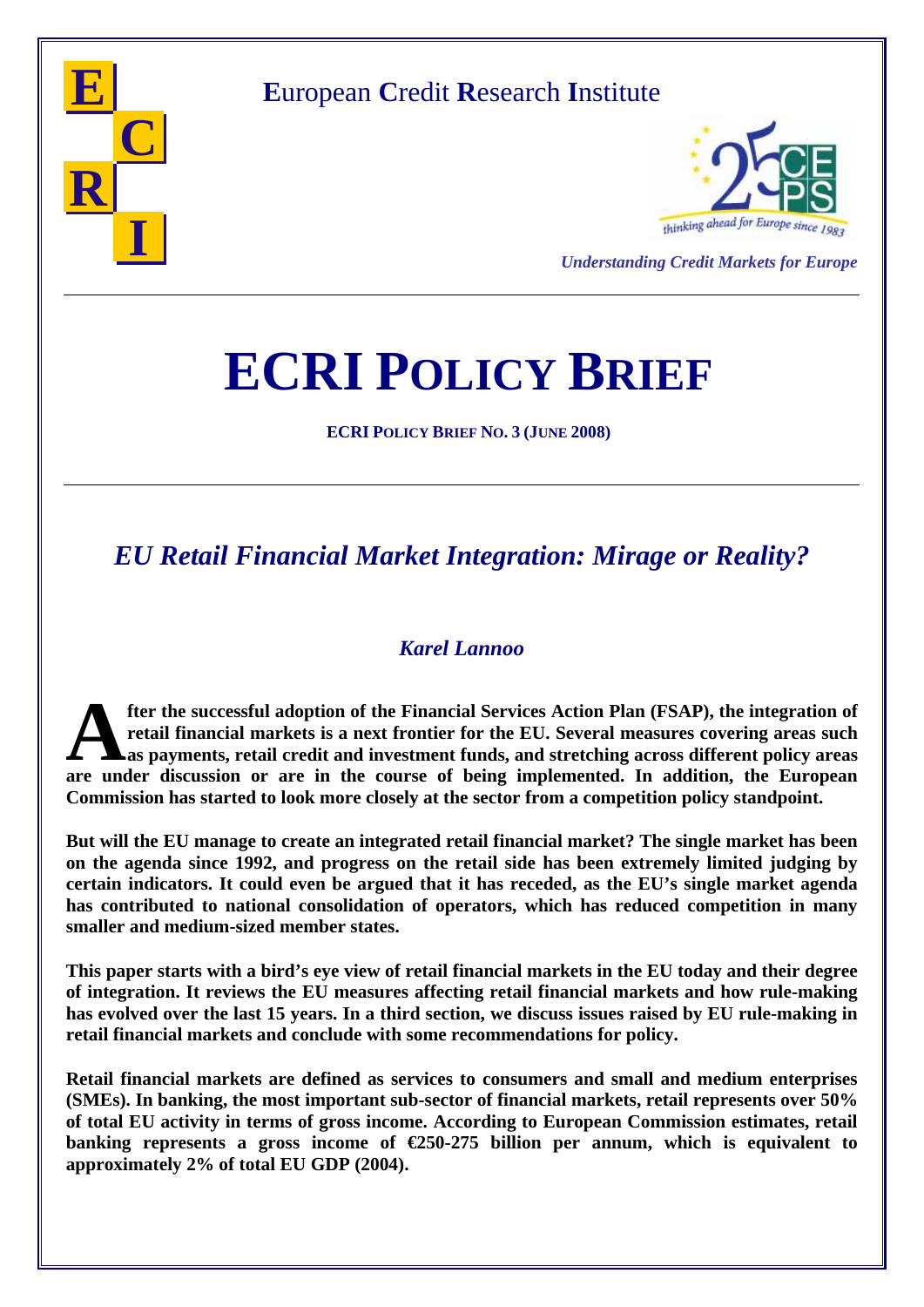**E**uropean **C**redit **R**esearch **I**nstitute

*Understanding Credit Markets for Europe*

# ECRI POLICY BRIEF

**ECRI POLICY BRIEF NO. 3 (JUNE 2008)**

## *EU Retail Financial Market Integration: Mirage or Reality?*

### *Karel Lannoo*

**After the successful adoption of the Financial Services Action Plan (FSAP), the integration of retail financial markets is a next frontier for the EU. Several measures covering areas such as payments, retail credit and investment funds, and stretching across different policy areas are under discussion or are in the course of being implemented. In addition, the European Commission has started to look more closely at the sector from a competition policy standpoint.**

**But will the EU manage to create an integrated retail financial market? The single market has been on the agenda since 1992, and progress on the retail side has been extremely limited judging by certain indicators. It could even be argued that it has receded, as the EU's single market agenda has contributed to national consolidation of operators, which has reduced competition in many smaller and medium-sized member states.**

**This paper starts with a bird's eye view of retail financial markets in the EU today and their degree of integration. It reviews the EU measures affecting retail financial markets and how rule-making has evolved over the last 15 years. In a third section, we discuss issues raised by EU rule-making in retail financial markets and conclude with some recommendations for policy.**

**Retail financial markets are defined as services to consumers and small and medium enterprises (SMEs). In banking, the most important sub-sector of financial markets, retail represents over 50% of total EU activity in terms of gross income. According to European Commission estimates, retail banking represents a gross income of €250-275 billion per annum, which is equivalent to approximately 2% of total EU GDP (2004).**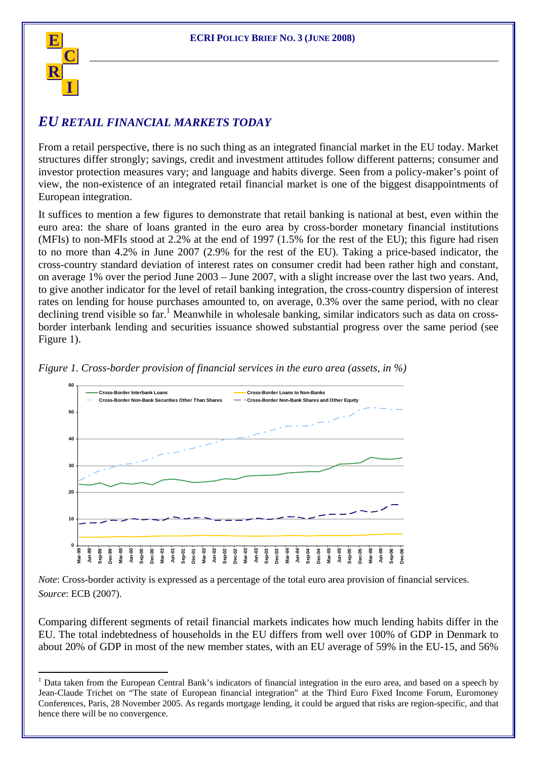## *EU RETAIL FINANCIAL MARKETS TODAY*

From a retail perspective, there is no such thing as an integrated financial market in the EU today. Market structures differ strongly; savings, credit and investment attitudes follow different patterns; consumer and investor protection measures vary; and language and habits diverge. Seen from a policy-maker's point of view, the non-existence of an integrated retail financial market is one of the biggest disappointments of European integration.

It suffices to mention a few figures to demonstrate that retail banking is national at best, even within the euro area: the share of loans granted in the euro area by cross-border monetary financial institutions (MFIs) to non-MFIs stood at 2.2% at the end of 1997 (1.5% for the rest of the EU); this figure had risen to no more than 4.2% in June 2007 (2.9% for the rest of the EU). Taking a price-based indicator, the cross-country standard deviation of interest rates on consumer credit had been rather high and constant, on average 1% over the period June 2003 – June 2007, with a slight increase over the last two years. And, to give another indicator for the level of retail banking integration, the cross-country dispersion of interest rates on lending for house purchases amounted to, on average, 0.3% over the same period, with no clear declining trend visible so far.[1] Meanwhile in wholesale banking, similar indicators such as data on cross-border interbank lending and securities issuance showed substantial progress over the same period (see Figure 1).

*Figure 1. Cross-border provision of financial services in the euro area (assets, in %)*

*Note*: Cross-border activity is expressed as a percentage of the total euro area provision of financial services.
*Source*: ECB (2007).

Comparing different segments of retail financial markets indicates how much lending habits differ in the EU. The total indebtedness of households in the EU differs from well over 100% of GDP in Denmark to about 20% of GDP in most of the new member states, with an EU average of 59% in the EU-15, and 56%

[1] Data taken from the European Central Bank's indicators of financial integration in the euro area, and based on a speech by Jean-Claude Trichet on "The state of European financial integration" at the Third Euro Fixed Income Forum, Euromoney Conferences, Paris, 28 November 2005. As regards mortgage lending, it could be argued that risks are region-specific, and that hence there will be no convergence.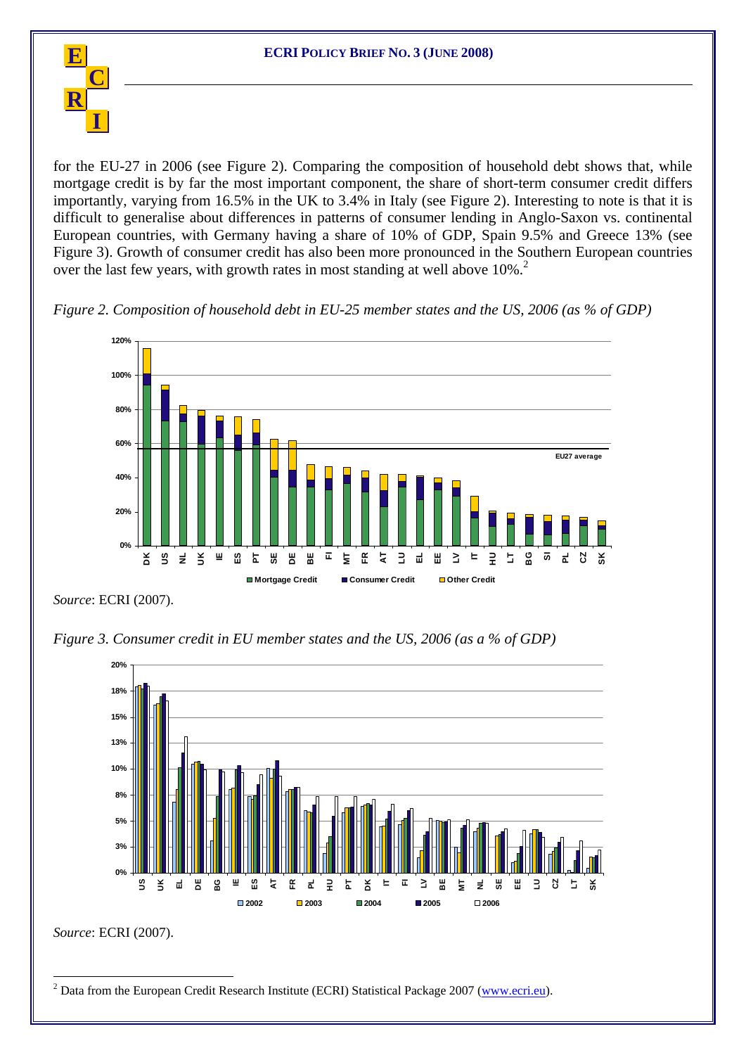for the EU-27 in 2006 (see Figure 2). Comparing the composition of household debt shows that, while mortgage credit is by far the most important component, the share of short-term consumer credit differs importantly, varying from 16.5% in the UK to 3.4% in Italy (see Figure 2). Interesting to note is that it is difficult to generalise about differences in patterns of consumer lending in Anglo-Saxon vs. continental European countries, with Germany having a share of 10% of GDP, Spain 9.5% and Greece 13% (see Figure 3). Growth of consumer credit has also been more pronounced in the Southern European countries over the last few years, with growth rates in most standing at well above 10%.[2]

*Figure 2. Composition of household debt in EU-25 member states and the US, 2006 (as % of GDP)*

*Source*: ECRI (2007).

*Figure 3. Consumer credit in EU member states and the US, 2006 (as a % of GDP)*

*Source*: ECRI (2007).

---

[2] Data from the European Credit Research Institute (ECRI) Statistical Package 2007 (www.ecri.eu).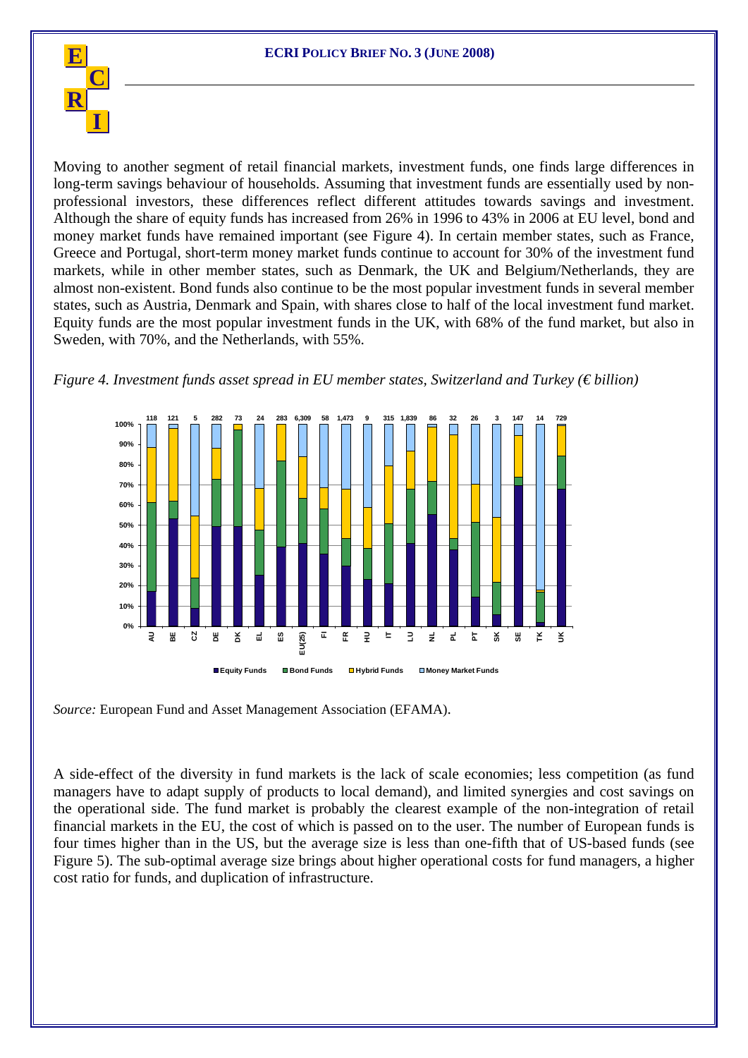Moving to another segment of retail financial markets, investment funds, one finds large differences in long-term savings behaviour of households. Assuming that investment funds are essentially used by non-professional investors, these differences reflect different attitudes towards savings and investment. Although the share of equity funds has increased from 26% in 1996 to 43% in 2006 at EU level, bond and money market funds have remained important (see Figure 4). In certain member states, such as France, Greece and Portugal, short-term money market funds continue to account for 30% of the investment fund markets, while in other member states, such as Denmark, the UK and Belgium/Netherlands, they are almost non-existent. Bond funds also continue to be the most popular investment funds in several member states, such as Austria, Denmark and Spain, with shares close to half of the local investment fund market. Equity funds are the most popular investment funds in the UK, with 68% of the fund market, but also in Sweden, with 70%, and the Netherlands, with 55%.

*Figure 4. Investment funds asset spread in EU member states, Switzerland and Turkey (€ billion)*

*Source:* European Fund and Asset Management Association (EFAMA).

A side-effect of the diversity in fund markets is the lack of scale economies; less competition (as fund managers have to adapt supply of products to local demand), and limited synergies and cost savings on the operational side. The fund market is probably the clearest example of the non-integration of retail financial markets in the EU, the cost of which is passed on to the user. The number of European funds is four times higher than in the US, but the average size is less than one-fifth that of US-based funds (see Figure 5). The sub-optimal average size brings about higher operational costs for fund managers, a higher cost ratio for funds, and duplication of infrastructure.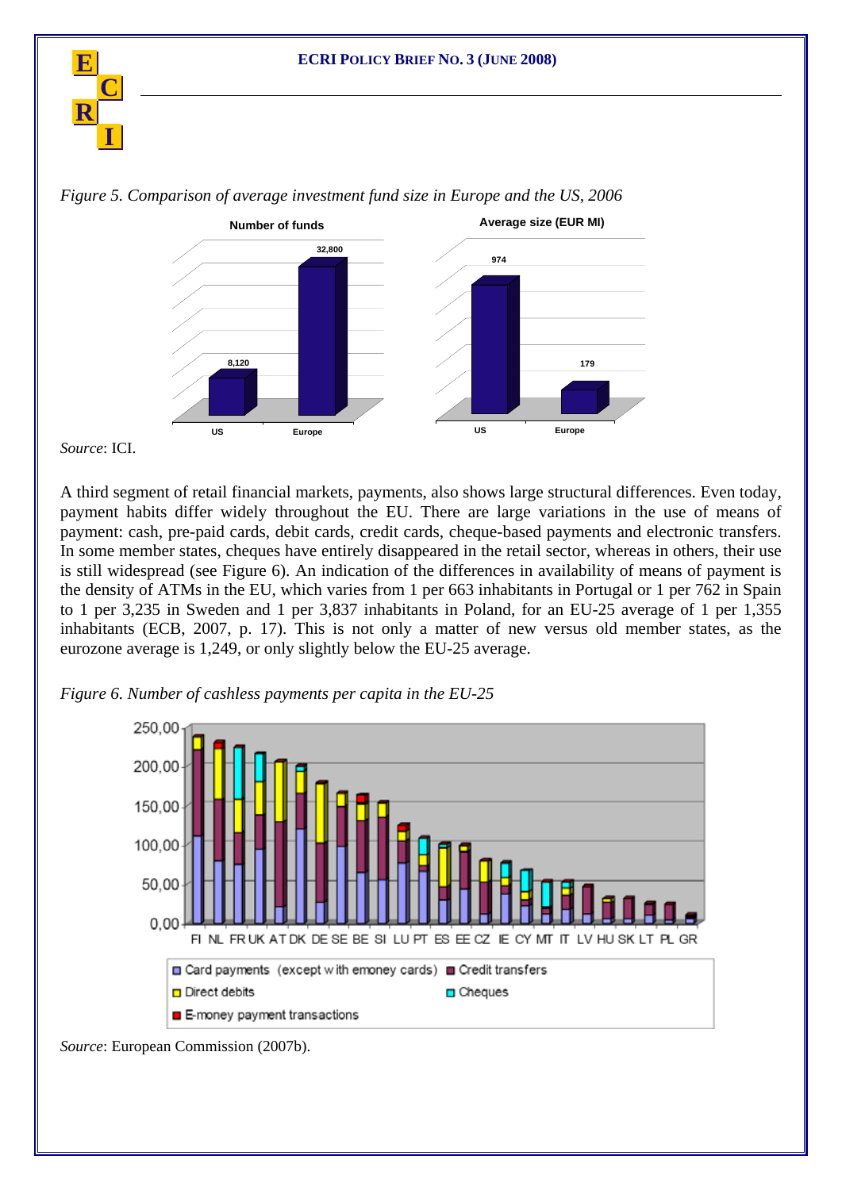Figure 5. Comparison of average investment fund size in Europe and the US, 2006

Source: ICI.

A third segment of retail financial markets, payments, also shows large structural differences. Even today, payment habits differ widely throughout the EU. There are large variations in the use of means of payment: cash, pre-paid cards, debit cards, credit cards, cheque-based payments and electronic transfers. In some member states, cheques have entirely disappeared in the retail sector, whereas in others, their use is still widespread (see Figure 6). An indication of the differences in availability of means of payment is the density of ATMs in the EU, which varies from 1 per 663 inhabitants in Portugal or 1 per 762 in Spain to 1 per 3,235 in Sweden and 1 per 3,837 inhabitants in Poland, for an EU-25 average of 1 per 1,355 inhabitants (ECB, 2007, p. 17). This is not only a matter of new versus old member states, as the eurozone average is 1,249, or only slightly below the EU-25 average.

*Figure 6. Number of cashless payments per capita in the EU-25*

*Source*: European Commission (2007b).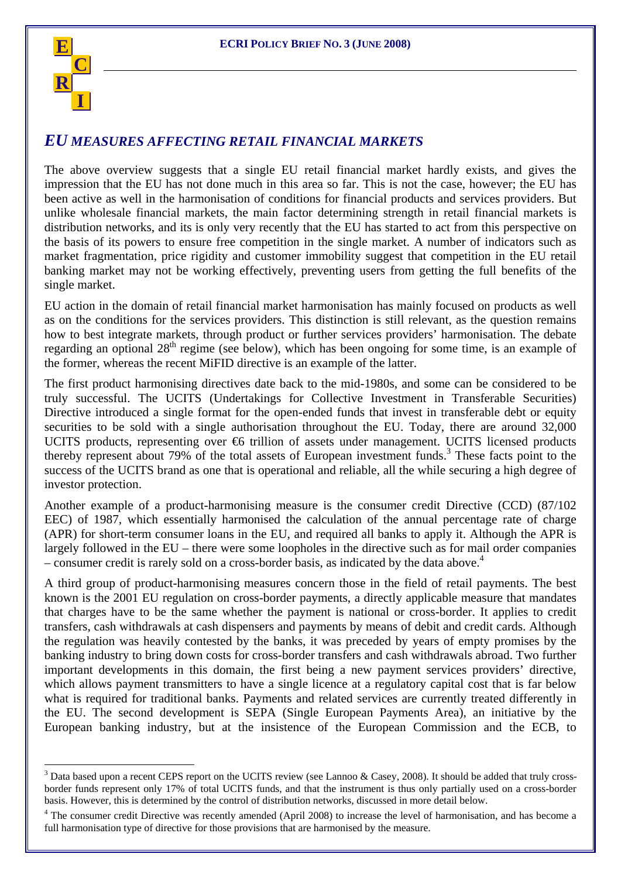## *EU MEASURES AFFECTING RETAIL FINANCIAL MARKETS*

The above overview suggests that a single EU retail financial market hardly exists, and gives the impression that the EU has not done much in this area so far. This is not the case, however; the EU has been active as well in the harmonisation of conditions for financial products and services providers. But unlike wholesale financial markets, the main factor determining strength in retail financial markets is distribution networks, and its is only very recently that the EU has started to act from this perspective on the basis of its powers to ensure free competition in the single market. A number of indicators such as market fragmentation, price rigidity and customer immobility suggest that competition in the EU retail banking market may not be working effectively, preventing users from getting the full benefits of the single market.

EU action in the domain of retail financial market harmonisation has mainly focused on products as well as on the conditions for the services providers. This distinction is still relevant, as the question remains how to best integrate markets, through product or further services providers' harmonisation. The debate regarding an optional 28th regime (see below), which has been ongoing for some time, is an example of the former, whereas the recent MiFID directive is an example of the latter.

The first product harmonising directives date back to the mid-1980s, and some can be considered to be truly successful. The UCITS (Undertakings for Collective Investment in Transferable Securities) Directive introduced a single format for the open-ended funds that invest in transferable debt or equity securities to be sold with a single authorisation throughout the EU. Today, there are around 32,000 UCITS products, representing over €6 trillion of assets under management. UCITS licensed products thereby represent about 79% of the total assets of European investment funds.[3] These facts point to the success of the UCITS brand as one that is operational and reliable, all the while securing a high degree of investor protection.

Another example of a product-harmonising measure is the consumer credit Directive (CCD) (87/102 EEC) of 1987, which essentially harmonised the calculation of the annual percentage rate of charge (APR) for short-term consumer loans in the EU, and required all banks to apply it. Although the APR is largely followed in the EU – there were some loopholes in the directive such as for mail order companies – consumer credit is rarely sold on a cross-border basis, as indicated by the data above.[4]

A third group of product-harmonising measures concern those in the field of retail payments. The best known is the 2001 EU regulation on cross-border payments, a directly applicable measure that mandates that charges have to be the same whether the payment is national or cross-border. It applies to credit transfers, cash withdrawals at cash dispensers and payments by means of debit and credit cards. Although the regulation was heavily contested by the banks, it was preceded by years of empty promises by the banking industry to bring down costs for cross-border transfers and cash withdrawals abroad. Two further important developments in this domain, the first being a new payment services providers' directive, which allows payment transmitters to have a single licence at a regulatory capital cost that is far below what is required for traditional banks. Payments and related services are currently treated differently in the EU. The second development is SEPA (Single European Payments Area), an initiative by the European banking industry, but at the insistence of the European Commission and the ECB, to

---

[3] Data based upon a recent CEPS report on the UCITS review (see Lannoo & Casey, 2008). It should be added that truly cross-border funds represent only 17% of total UCITS funds, and that the instrument is thus only partially used on a cross-border basis. However, this is determined by the control of distribution networks, discussed in more detail below.

[4] The consumer credit Directive was recently amended (April 2008) to increase the level of harmonisation, and has become a full harmonisation type of directive for those provisions that are harmonised by the measure.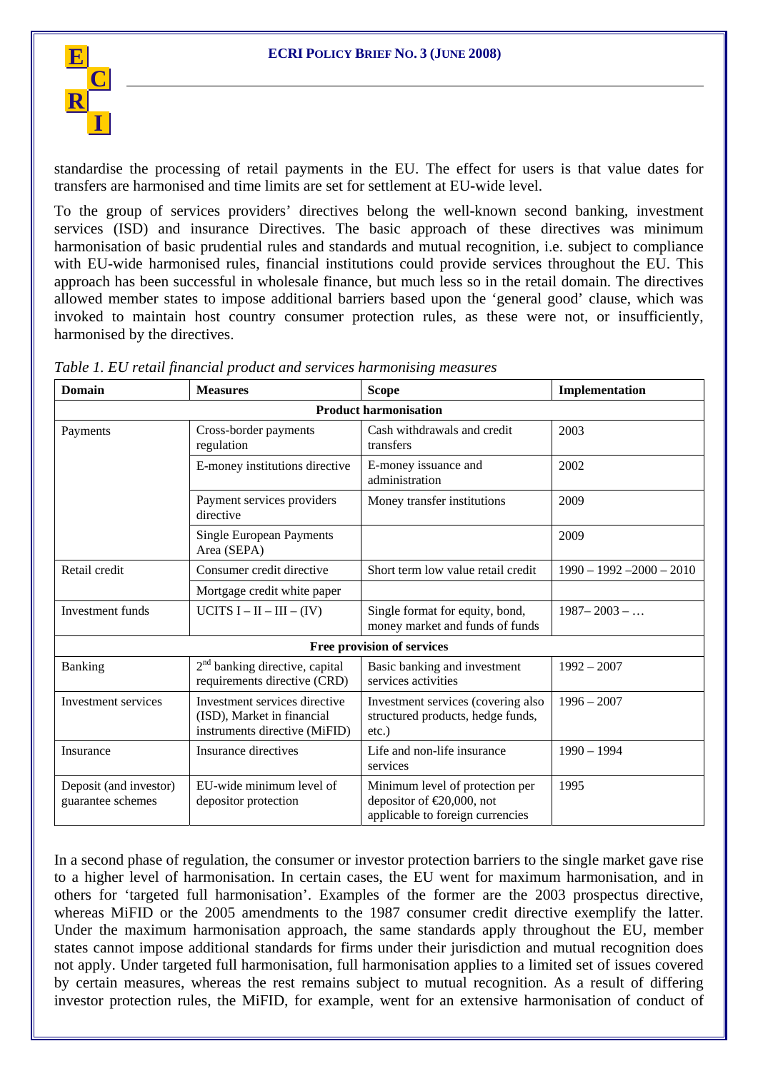standardise the processing of retail payments in the EU. The effect for users is that value dates for transfers are harmonised and time limits are set for settlement at EU-wide level.

To the group of services providers' directives belong the well-known second banking, investment services (ISD) and insurance Directives. The basic approach of these directives was minimum harmonisation of basic prudential rules and standards and mutual recognition, i.e. subject to compliance with EU-wide harmonised rules, financial institutions could provide services throughout the EU. This approach has been successful in wholesale finance, but much less so in the retail domain. The directives allowed member states to impose additional barriers based upon the 'general good' clause, which was invoked to maintain host country consumer protection rules, as these were not, or insufficiently, harmonised by the directives.

*Table 1. EU retail financial product and services harmonising measures*

| Domain | Measures | Scope | Implementation |
|---|---|---|---|
| **Product harmonisation** | | | |
| Payments | Cross-border payments regulation | Cash withdrawals and credit transfers | 2003 |
| | E-money institutions directive | E-money issuance and administration | 2002 |
| | Payment services providers directive | Money transfer institutions | 2009 |
| | Single European Payments Area (SEPA) | | 2009 |
| Retail credit | Consumer credit directive | Short term low value retail credit | 1990 – 1992 –2000 – 2010 |
| | Mortgage credit white paper | | |
| Investment funds | UCITS I – II – III – (IV) | Single format for equity, bond, money market and funds of funds | 1987– 2003 – … |
| **Free provision of services** | | | |
| Banking | 2nd banking directive, capital requirements directive (CRD) | Basic banking and investment services activities | 1992 – 2007 |
| Investment services | Investment services directive (ISD), Market in financial instruments directive (MiFID) | Investment services (covering also structured products, hedge funds, etc.) | 1996 – 2007 |
| Insurance | Insurance directives | Life and non-life insurance services | 1990 – 1994 |
| Deposit (and investor) guarantee schemes | EU-wide minimum level of depositor protection | Minimum level of protection per depositor of €20,000, not applicable to foreign currencies | 1995 |

In a second phase of regulation, the consumer or investor protection barriers to the single market gave rise to a higher level of harmonisation. In certain cases, the EU went for maximum harmonisation, and in others for 'targeted full harmonisation'. Examples of the former are the 2003 prospectus directive, whereas MiFID or the 2005 amendments to the 1987 consumer credit directive exemplify the latter. Under the maximum harmonisation approach, the same standards apply throughout the EU, member states cannot impose additional standards for firms under their jurisdiction and mutual recognition does not apply. Under targeted full harmonisation, full harmonisation applies to a limited set of issues covered by certain measures, whereas the rest remains subject to mutual recognition. As a result of differing investor protection rules, the MiFID, for example, went for an extensive harmonisation of conduct of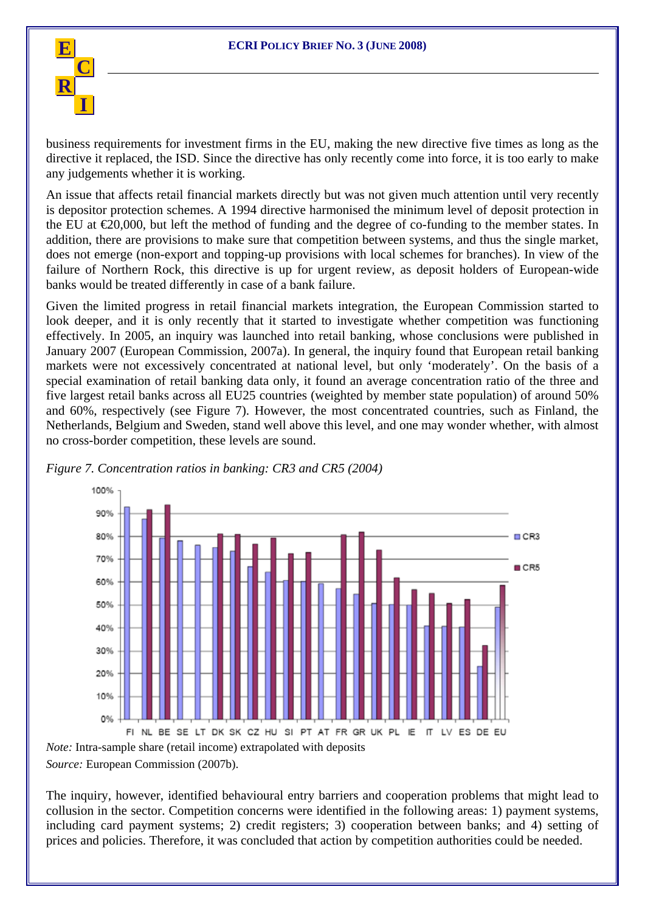business requirements for investment firms in the EU, making the new directive five times as long as the directive it replaced, the ISD. Since the directive has only recently come into force, it is too early to make any judgements whether it is working.

An issue that affects retail financial markets directly but was not given much attention until very recently is depositor protection schemes. A 1994 directive harmonised the minimum level of deposit protection in the EU at €20,000, but left the method of funding and the degree of co-funding to the member states. In addition, there are provisions to make sure that competition between systems, and thus the single market, does not emerge (non-export and topping-up provisions with local schemes for branches). In view of the failure of Northern Rock, this directive is up for urgent review, as deposit holders of European-wide banks would be treated differently in case of a bank failure.

Given the limited progress in retail financial markets integration, the European Commission started to look deeper, and it is only recently that it started to investigate whether competition was functioning effectively. In 2005, an inquiry was launched into retail banking, whose conclusions were published in January 2007 (European Commission, 2007a). In general, the inquiry found that European retail banking markets were not excessively concentrated at national level, but only 'moderately'. On the basis of a special examination of retail banking data only, it found an average concentration ratio of the three and five largest retail banks across all EU25 countries (weighted by member state population) of around 50% and 60%, respectively (see Figure 7). However, the most concentrated countries, such as Finland, the Netherlands, Belgium and Sweden, stand well above this level, and one may wonder whether, with almost no cross-border competition, these levels are sound.

*Figure 7. Concentration ratios in banking: CR3 and CR5 (2004)*

*Note:* Intra-sample share (retail income) extrapolated with deposits
*Source:* European Commission (2007b).

The inquiry, however, identified behavioural entry barriers and cooperation problems that might lead to collusion in the sector. Competition concerns were identified in the following areas: 1) payment systems, including card payment systems; 2) credit registers; 3) cooperation between banks; and 4) setting of prices and policies. Therefore, it was concluded that action by competition authorities could be needed.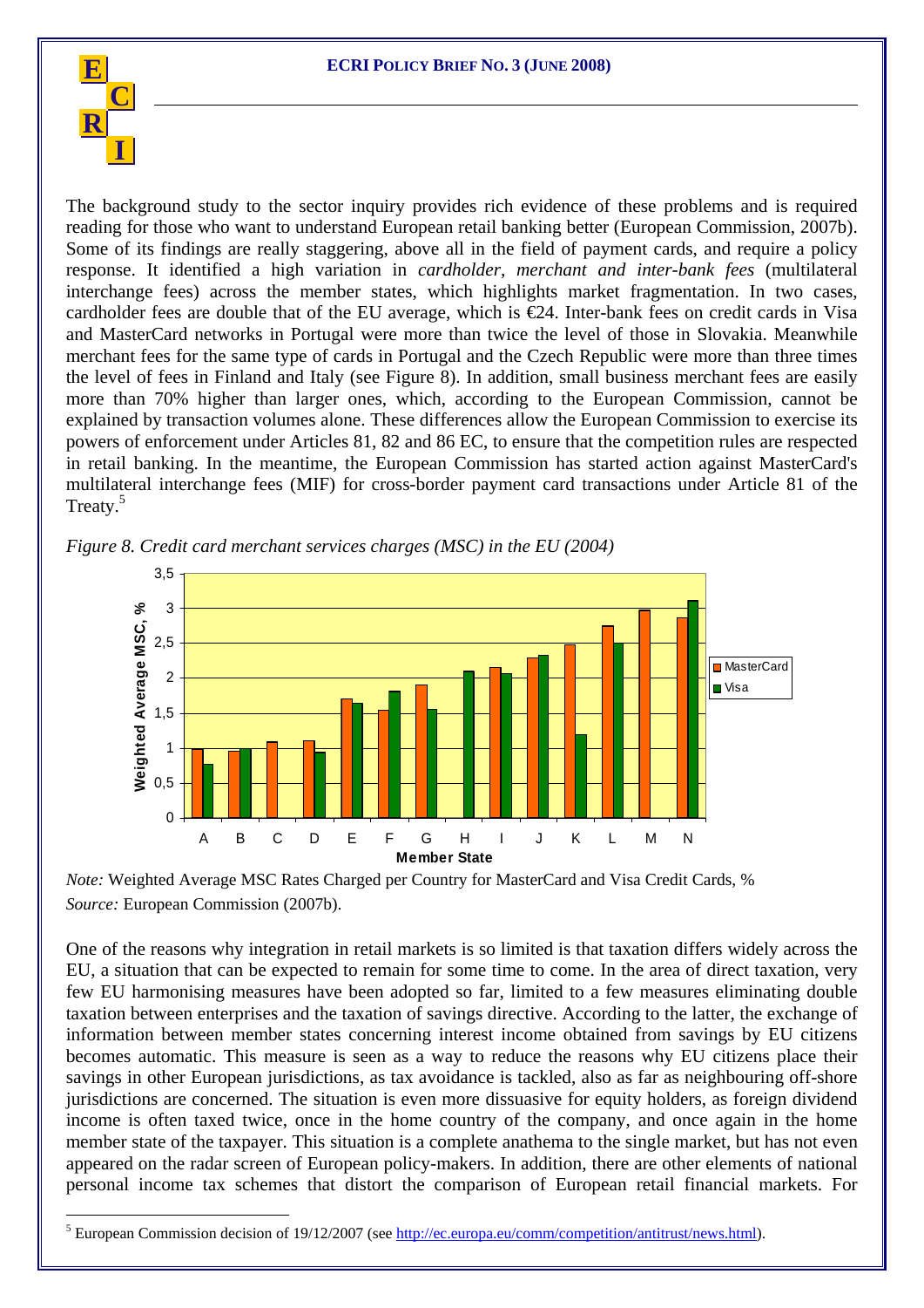The background study to the sector inquiry provides rich evidence of these problems and is required reading for those who want to understand European retail banking better (European Commission, 2007b). Some of its findings are really staggering, above all in the field of payment cards, and require a policy response. It identified a high variation in *cardholder, merchant and inter-bank fees* (multilateral interchange fees) across the member states, which highlights market fragmentation. In two cases, cardholder fees are double that of the EU average, which is €24. Inter-bank fees on credit cards in Visa and MasterCard networks in Portugal were more than twice the level of those in Slovakia. Meanwhile merchant fees for the same type of cards in Portugal and the Czech Republic were more than three times the level of fees in Finland and Italy (see Figure 8). In addition, small business merchant fees are easily more than 70% higher than larger ones, which, according to the European Commission, cannot be explained by transaction volumes alone. These differences allow the European Commission to exercise its powers of enforcement under Articles 81, 82 and 86 EC, to ensure that the competition rules are respected in retail banking. In the meantime, the European Commission has started action against MasterCard's multilateral interchange fees (MIF) for cross-border payment card transactions under Article 81 of the Treaty.[5]

*Figure 8. Credit card merchant services charges (MSC) in the EU (2004)*

*Note:* Weighted Average MSC Rates Charged per Country for MasterCard and Visa Credit Cards, %
*Source:* European Commission (2007b).

One of the reasons why integration in retail markets is so limited is that taxation differs widely across the EU, a situation that can be expected to remain for some time to come. In the area of direct taxation, very few EU harmonising measures have been adopted so far, limited to a few measures eliminating double taxation between enterprises and the taxation of savings directive. According to the latter, the exchange of information between member states concerning interest income obtained from savings by EU citizens becomes automatic. This measure is seen as a way to reduce the reasons why EU citizens place their savings in other European jurisdictions, as tax avoidance is tackled, also as far as neighbouring off-shore jurisdictions are concerned. The situation is even more dissuasive for equity holders, as foreign dividend income is often taxed twice, once in the home country of the company, and once again in the home member state of the taxpayer. This situation is a complete anathema to the single market, but has not even appeared on the radar screen of European policy-makers. In addition, there are other elements of national personal income tax schemes that distort the comparison of European retail financial markets. For

[5] European Commission decision of 19/12/2007 (see http://ec.europa.eu/comm/competition/antitrust/news.html).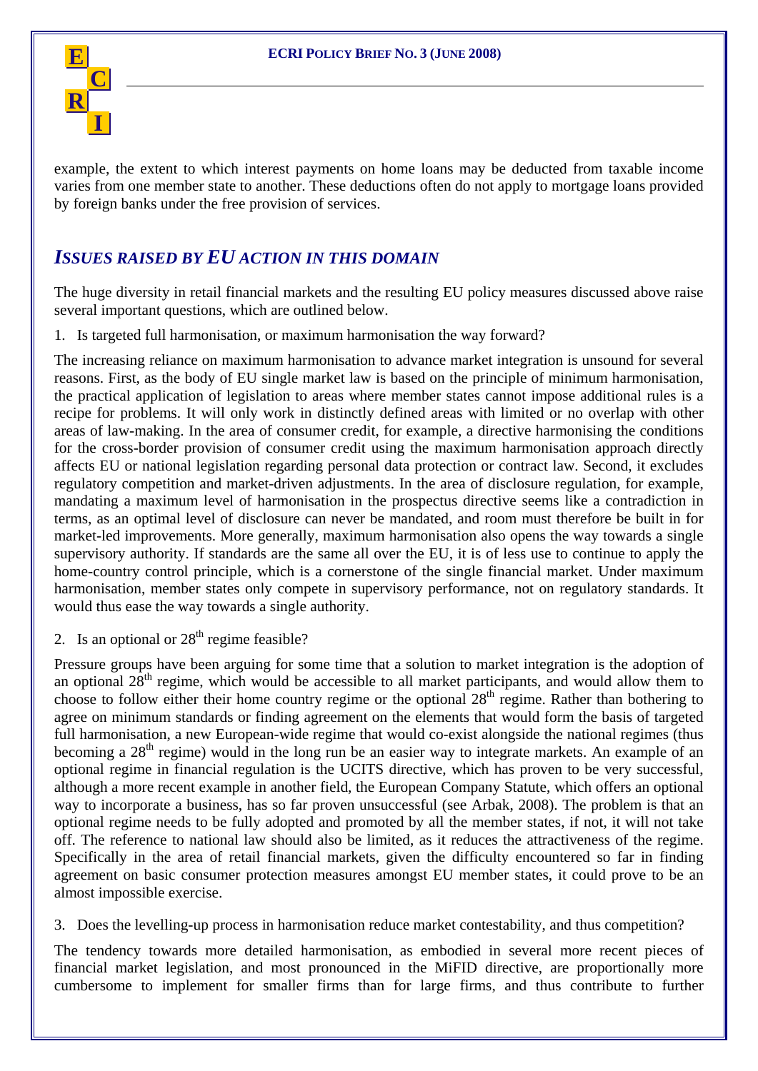example, the extent to which interest payments on home loans may be deducted from taxable income varies from one member state to another. These deductions often do not apply to mortgage loans provided by foreign banks under the free provision of services.

## *ISSUES RAISED BY EU ACTION IN THIS DOMAIN*

The huge diversity in retail financial markets and the resulting EU policy measures discussed above raise several important questions, which are outlined below.

1. Is targeted full harmonisation, or maximum harmonisation the way forward?

The increasing reliance on maximum harmonisation to advance market integration is unsound for several reasons. First, as the body of EU single market law is based on the principle of minimum harmonisation, the practical application of legislation to areas where member states cannot impose additional rules is a recipe for problems. It will only work in distinctly defined areas with limited or no overlap with other areas of law-making. In the area of consumer credit, for example, a directive harmonising the conditions for the cross-border provision of consumer credit using the maximum harmonisation approach directly affects EU or national legislation regarding personal data protection or contract law. Second, it excludes regulatory competition and market-driven adjustments. In the area of disclosure regulation, for example, mandating a maximum level of harmonisation in the prospectus directive seems like a contradiction in terms, as an optimal level of disclosure can never be mandated, and room must therefore be built in for market-led improvements. More generally, maximum harmonisation also opens the way towards a single supervisory authority. If standards are the same all over the EU, it is of less use to continue to apply the home-country control principle, which is a cornerstone of the single financial market. Under maximum harmonisation, member states only compete in supervisory performance, not on regulatory standards. It would thus ease the way towards a single authority.

2. Is an optional or 28th regime feasible?

Pressure groups have been arguing for some time that a solution to market integration is the adoption of an optional 28th regime, which would be accessible to all market participants, and would allow them to choose to follow either their home country regime or the optional 28th regime. Rather than bothering to agree on minimum standards or finding agreement on the elements that would form the basis of targeted full harmonisation, a new European-wide regime that would co-exist alongside the national regimes (thus becoming a 28th regime) would in the long run be an easier way to integrate markets. An example of an optional regime in financial regulation is the UCITS directive, which has proven to be very successful, although a more recent example in another field, the European Company Statute, which offers an optional way to incorporate a business, has so far proven unsuccessful (see Arbak, 2008). The problem is that an optional regime needs to be fully adopted and promoted by all the member states, if not, it will not take off. The reference to national law should also be limited, as it reduces the attractiveness of the regime. Specifically in the area of retail financial markets, given the difficulty encountered so far in finding agreement on basic consumer protection measures amongst EU member states, it could prove to be an almost impossible exercise.

3. Does the levelling-up process in harmonisation reduce market contestability, and thus competition?

The tendency towards more detailed harmonisation, as embodied in several more recent pieces of financial market legislation, and most pronounced in the MiFID directive, are proportionally more cumbersome to implement for smaller firms than for large firms, and thus contribute to further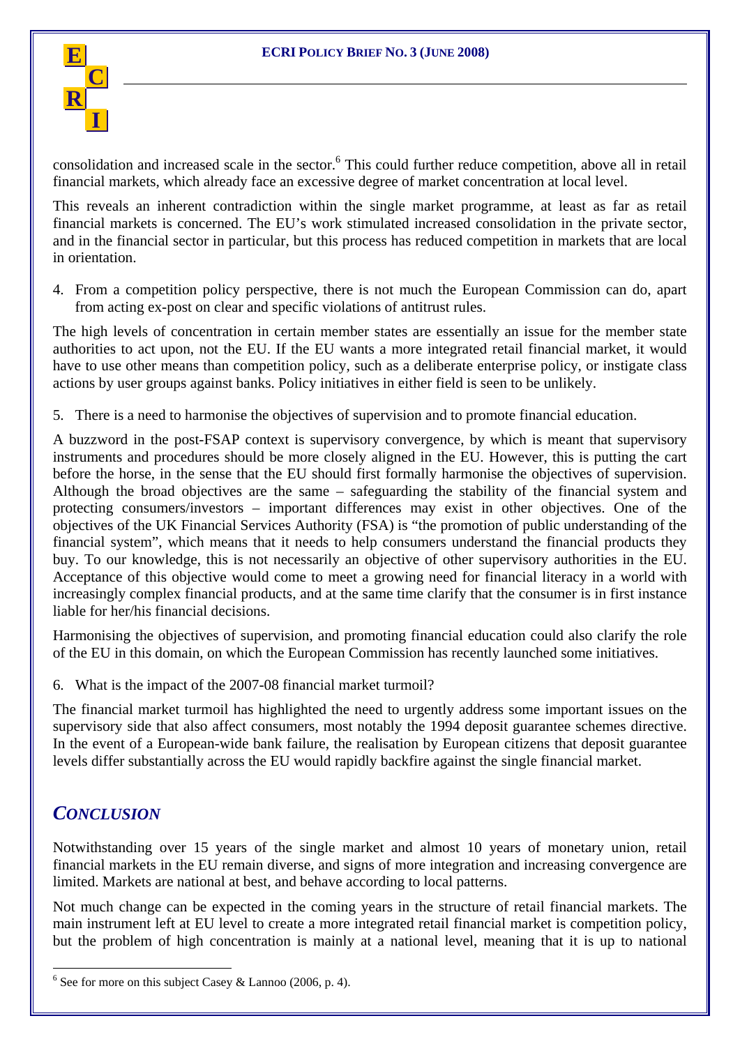consolidation and increased scale in the sector.[6] This could further reduce competition, above all in retail financial markets, which already face an excessive degree of market concentration at local level.

This reveals an inherent contradiction within the single market programme, at least as far as retail financial markets is concerned. The EU's work stimulated increased consolidation in the private sector, and in the financial sector in particular, but this process has reduced competition in markets that are local in orientation.

4. From a competition policy perspective, there is not much the European Commission can do, apart from acting ex-post on clear and specific violations of antitrust rules.

The high levels of concentration in certain member states are essentially an issue for the member state authorities to act upon, not the EU. If the EU wants a more integrated retail financial market, it would have to use other means than competition policy, such as a deliberate enterprise policy, or instigate class actions by user groups against banks. Policy initiatives in either field is seen to be unlikely.

5. There is a need to harmonise the objectives of supervision and to promote financial education.

A buzzword in the post-FSAP context is supervisory convergence, by which is meant that supervisory instruments and procedures should be more closely aligned in the EU. However, this is putting the cart before the horse, in the sense that the EU should first formally harmonise the objectives of supervision. Although the broad objectives are the same – safeguarding the stability of the financial system and protecting consumers/investors – important differences may exist in other objectives. One of the objectives of the UK Financial Services Authority (FSA) is "the promotion of public understanding of the financial system", which means that it needs to help consumers understand the financial products they buy. To our knowledge, this is not necessarily an objective of other supervisory authorities in the EU. Acceptance of this objective would come to meet a growing need for financial literacy in a world with increasingly complex financial products, and at the same time clarify that the consumer is in first instance liable for her/his financial decisions.

Harmonising the objectives of supervision, and promoting financial education could also clarify the role of the EU in this domain, on which the European Commission has recently launched some initiatives.

6. What is the impact of the 2007-08 financial market turmoil?

The financial market turmoil has highlighted the need to urgently address some important issues on the supervisory side that also affect consumers, most notably the 1994 deposit guarantee schemes directive. In the event of a European-wide bank failure, the realisation by European citizens that deposit guarantee levels differ substantially across the EU would rapidly backfire against the single financial market.

## *CONCLUSION*

Notwithstanding over 15 years of the single market and almost 10 years of monetary union, retail financial markets in the EU remain diverse, and signs of more integration and increasing convergence are limited. Markets are national at best, and behave according to local patterns.

Not much change can be expected in the coming years in the structure of retail financial markets. The main instrument left at EU level to create a more integrated retail financial market is competition policy, but the problem of high concentration is mainly at a national level, meaning that it is up to national

[6] See for more on this subject Casey & Lannoo (2006, p. 4).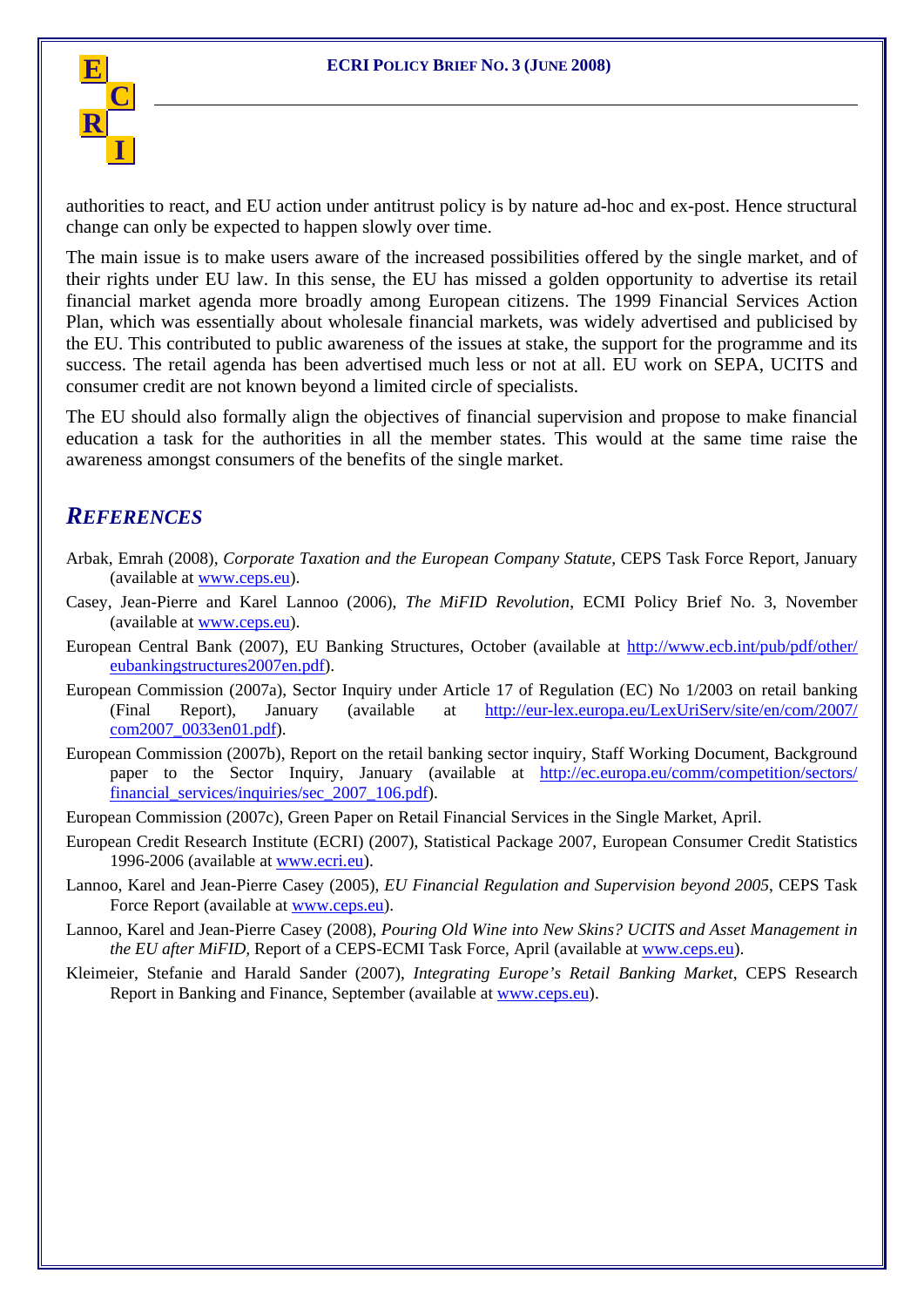authorities to react, and EU action under antitrust policy is by nature ad-hoc and ex-post. Hence structural change can only be expected to happen slowly over time.

The main issue is to make users aware of the increased possibilities offered by the single market, and of their rights under EU law. In this sense, the EU has missed a golden opportunity to advertise its retail financial market agenda more broadly among European citizens. The 1999 Financial Services Action Plan, which was essentially about wholesale financial markets, was widely advertised and publicised by the EU. This contributed to public awareness of the issues at stake, the support for the programme and its success. The retail agenda has been advertised much less or not at all. EU work on SEPA, UCITS and consumer credit are not known beyond a limited circle of specialists.

The EU should also formally align the objectives of financial supervision and propose to make financial education a task for the authorities in all the member states. This would at the same time raise the awareness amongst consumers of the benefits of the single market.

## *REFERENCES*

Arbak, Emrah (2008), *Corporate Taxation and the European Company Statute*, CEPS Task Force Report, January (available at www.ceps.eu).

Casey, Jean-Pierre and Karel Lannoo (2006), *The MiFID Revolution*, ECMI Policy Brief No. 3, November (available at www.ceps.eu).

European Central Bank (2007), EU Banking Structures, October (available at http://www.ecb.int/pub/pdf/other/eubankingstructures2007en.pdf).

European Commission (2007a), Sector Inquiry under Article 17 of Regulation (EC) No 1/2003 on retail banking (Final Report), January (available at http://eur-lex.europa.eu/LexUriServ/site/en/com/2007/com2007_0033en01.pdf).

European Commission (2007b), Report on the retail banking sector inquiry, Staff Working Document, Background paper to the Sector Inquiry, January (available at http://ec.europa.eu/comm/competition/sectors/financial_services/inquiries/sec_2007_106.pdf).

European Commission (2007c), Green Paper on Retail Financial Services in the Single Market, April.

European Credit Research Institute (ECRI) (2007), Statistical Package 2007, European Consumer Credit Statistics 1996-2006 (available at www.ecri.eu).

Lannoo, Karel and Jean-Pierre Casey (2005), *EU Financial Regulation and Supervision beyond 2005*, CEPS Task Force Report (available at www.ceps.eu).

Lannoo, Karel and Jean-Pierre Casey (2008), *Pouring Old Wine into New Skins? UCITS and Asset Management in the EU after MiFID*, Report of a CEPS-ECMI Task Force, April (available at www.ceps.eu).

Kleimeier, Stefanie and Harald Sander (2007), *Integrating Europe's Retail Banking Market*, CEPS Research Report in Banking and Finance, September (available at www.ceps.eu).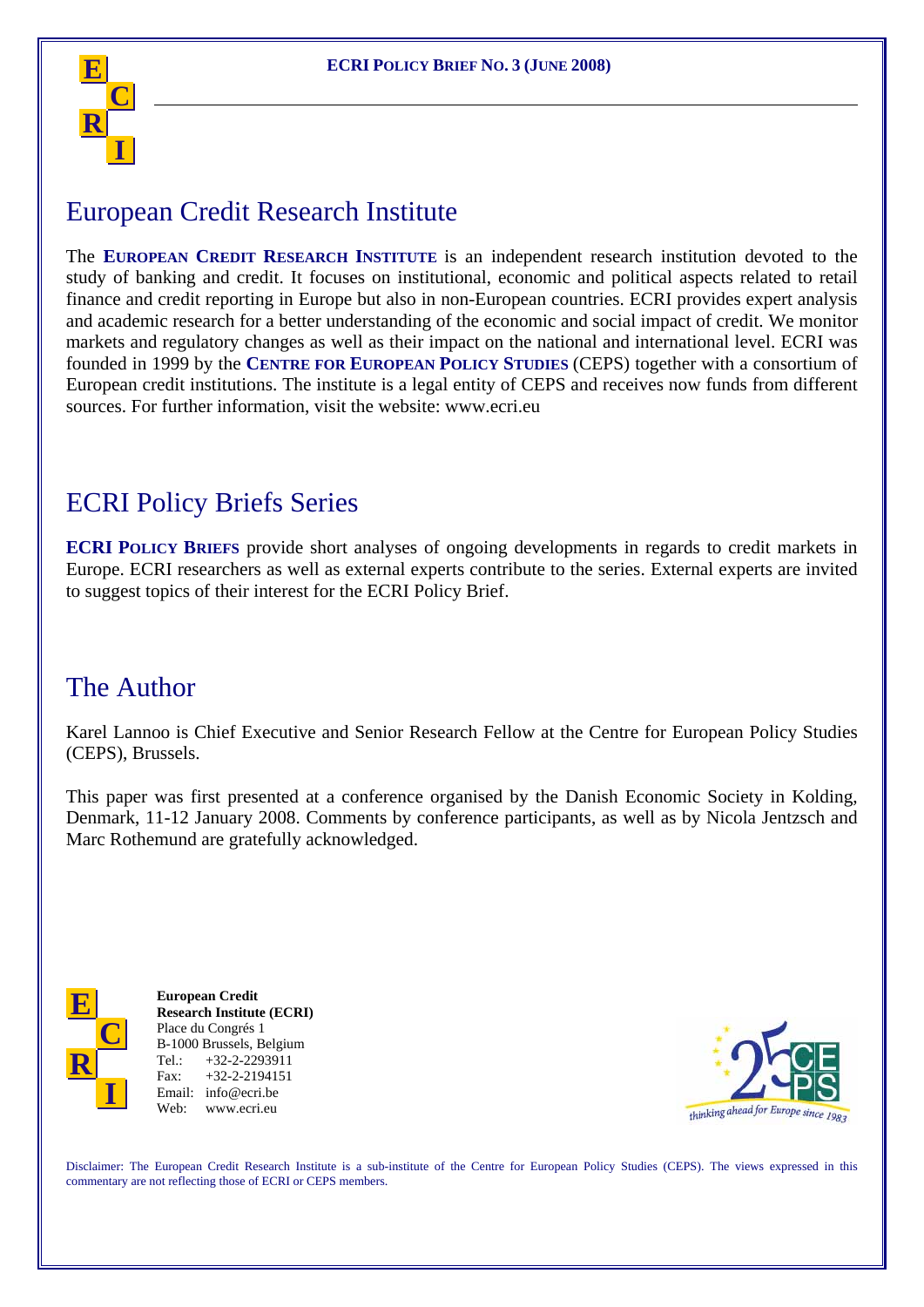# European Credit Research Institute

The **EUROPEAN CREDIT RESEARCH INSTITUTE** is an independent research institution devoted to the study of banking and credit. It focuses on institutional, economic and political aspects related to retail finance and credit reporting in Europe but also in non-European countries. ECRI provides expert analysis and academic research for a better understanding of the economic and social impact of credit. We monitor markets and regulatory changes as well as their impact on the national and international level. ECRI was founded in 1999 by the **CENTRE FOR EUROPEAN POLICY STUDIES** (CEPS) together with a consortium of European credit institutions. The institute is a legal entity of CEPS and receives now funds from different sources. For further information, visit the website: www.ecri.eu

# ECRI Policy Briefs Series

**ECRI POLICY BRIEFS** provide short analyses of ongoing developments in regards to credit markets in Europe. ECRI researchers as well as external experts contribute to the series. External experts are invited to suggest topics of their interest for the ECRI Policy Brief.

# The Author

Karel Lannoo is Chief Executive and Senior Research Fellow at the Centre for European Policy Studies (CEPS), Brussels.

This paper was first presented at a conference organised by the Danish Economic Society in Kolding, Denmark, 11-12 January 2008. Comments by conference participants, as well as by Nicola Jentzsch and Marc Rothemund are gratefully acknowledged.

**European Credit Research Institute (ECRI)**
Place du Congrés 1
B-1000 Brussels, Belgium
Tel.: +32-2-2293911
Fax: +32-2-2194151
Email: info@ecri.be
Web: www.ecri.eu

thinking ahead for Europe since 1983

Disclaimer: The European Credit Research Institute is a sub-institute of the Centre for European Policy Studies (CEPS). The views expressed in this commentary are not reflecting those of ECRI or CEPS members.